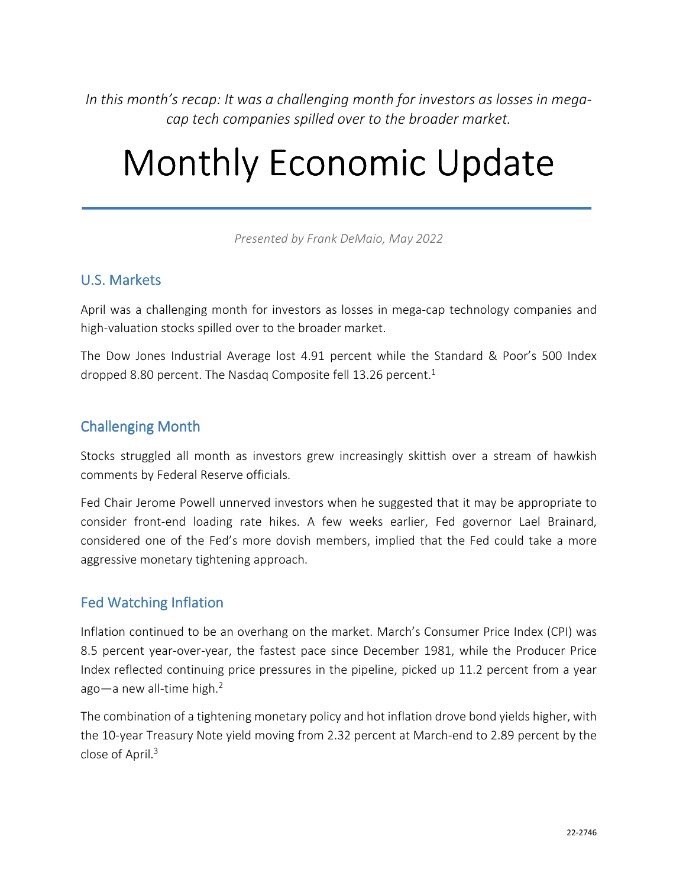*In this month's recap: It was a challenging month for investors as losses in mega-cap tech companies spilled over to the broader market.*

# Monthly Economic Update

*Presented by Frank DeMaio, May 2022*

## U.S. Markets

April was a challenging month for investors as losses in mega-cap technology companies and high-valuation stocks spilled over to the broader market.

The Dow Jones Industrial Average lost 4.91 percent while the Standard & Poor's 500 Index dropped 8.80 percent. The Nasdaq Composite fell 13.26 percent.[1]

## Challenging Month

Stocks struggled all month as investors grew increasingly skittish over a stream of hawkish comments by Federal Reserve officials.

Fed Chair Jerome Powell unnerved investors when he suggested that it may be appropriate to consider front-end loading rate hikes. A few weeks earlier, Fed governor Lael Brainard, considered one of the Fed's more dovish members, implied that the Fed could take a more aggressive monetary tightening approach.

## Fed Watching Inflation

Inflation continued to be an overhang on the market. March's Consumer Price Index (CPI) was 8.5 percent year-over-year, the fastest pace since December 1981, while the Producer Price Index reflected continuing price pressures in the pipeline, picked up 11.2 percent from a year ago—a new all-time high.[2]

The combination of a tightening monetary policy and hot inflation drove bond yields higher, with the 10-year Treasury Note yield moving from 2.32 percent at March-end to 2.89 percent by the close of April.[3]

22-2746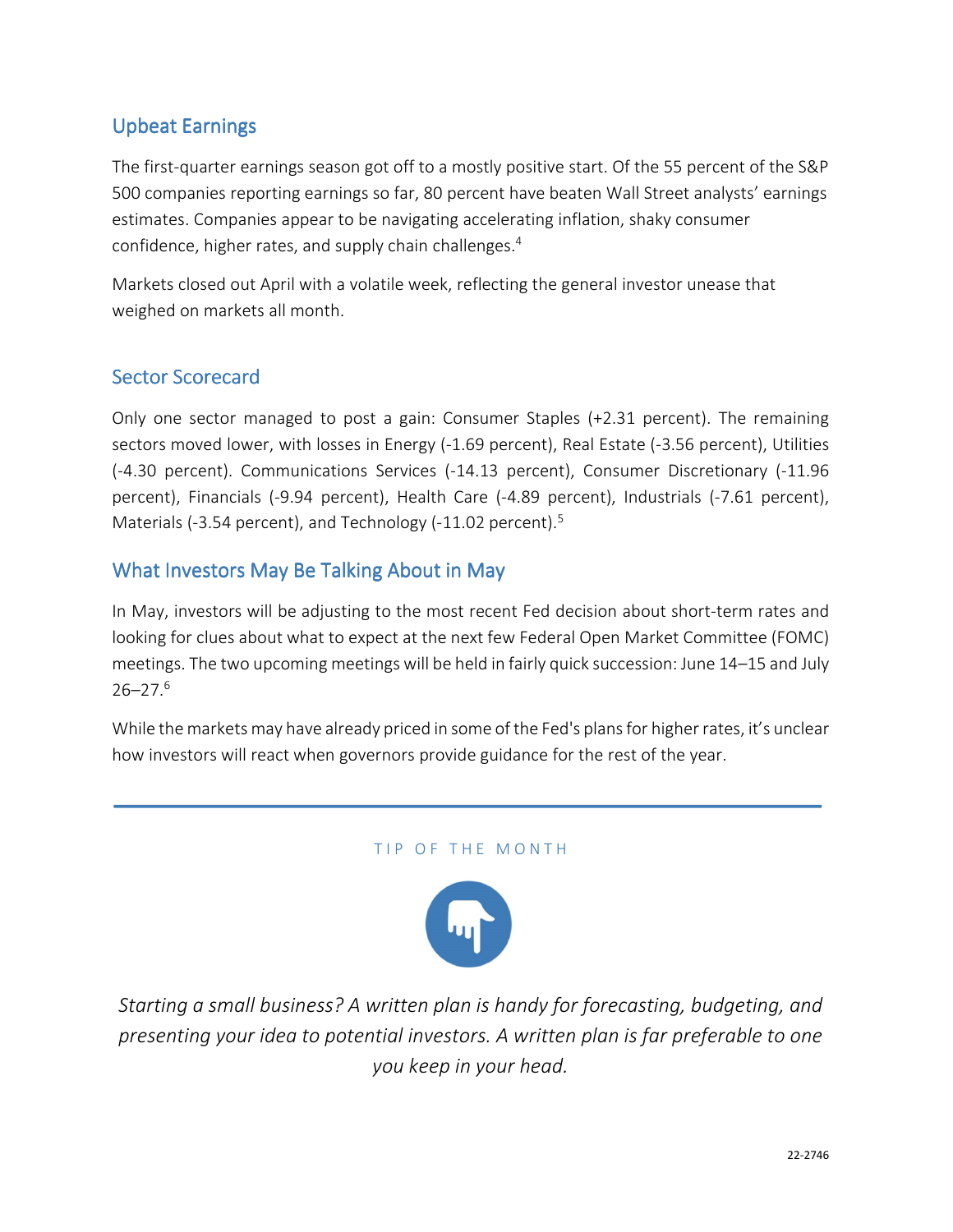## Upbeat Earnings

The first-quarter earnings season got off to a mostly positive start. Of the 55 percent of the S&P 500 companies reporting earnings so far, 80 percent have beaten Wall Street analysts' earnings estimates. Companies appear to be navigating accelerating inflation, shaky consumer confidence, higher rates, and supply chain challenges.[4]

Markets closed out April with a volatile week, reflecting the general investor unease that weighed on markets all month.

## Sector Scorecard

Only one sector managed to post a gain: Consumer Staples (+2.31 percent). The remaining sectors moved lower, with losses in Energy (-1.69 percent), Real Estate (-3.56 percent), Utilities (-4.30 percent). Communications Services (-14.13 percent), Consumer Discretionary (-11.96 percent), Financials (-9.94 percent), Health Care (-4.89 percent), Industrials (-7.61 percent), Materials (-3.54 percent), and Technology (-11.02 percent).[5]

## What Investors May Be Talking About in May

In May, investors will be adjusting to the most recent Fed decision about short-term rates and looking for clues about what to expect at the next few Federal Open Market Committee (FOMC) meetings. The two upcoming meetings will be held in fairly quick succession: June 14–15 and July 26–27.[6]

While the markets may have already priced in some of the Fed's plans for higher rates, it's unclear how investors will react when governors provide guidance for the rest of the year.

---

TIP OF THE MONTH

*Starting a small business? A written plan is handy for forecasting, budgeting, and presenting your idea to potential investors. A written plan is far preferable to one you keep in your head.*

22-2746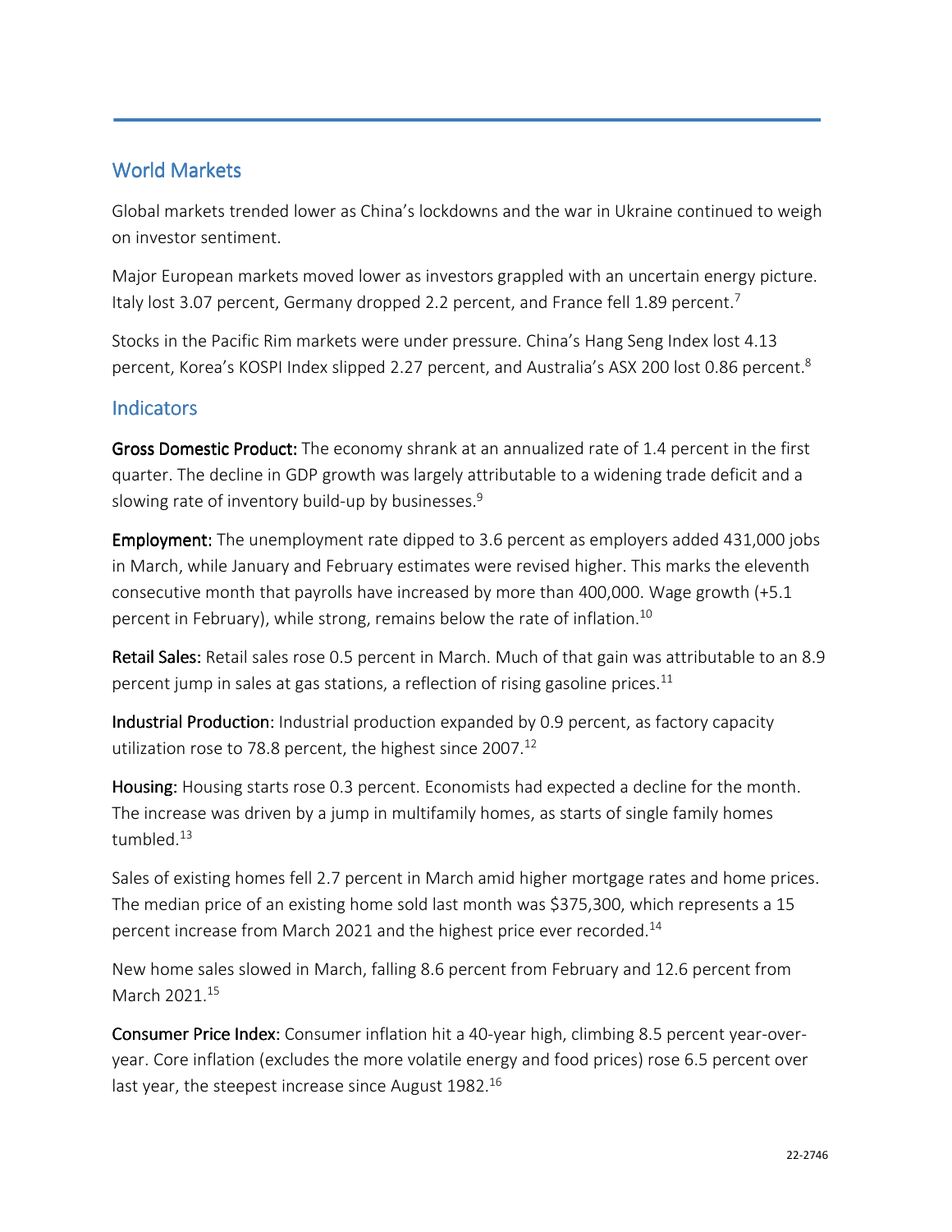## World Markets

Global markets trended lower as China's lockdowns and the war in Ukraine continued to weigh on investor sentiment.

Major European markets moved lower as investors grappled with an uncertain energy picture. Italy lost 3.07 percent, Germany dropped 2.2 percent, and France fell 1.89 percent.[7]

Stocks in the Pacific Rim markets were under pressure. China's Hang Seng Index lost 4.13 percent, Korea's KOSPI Index slipped 2.27 percent, and Australia's ASX 200 lost 0.86 percent.[8]

## Indicators

**Gross Domestic Product:** The economy shrank at an annualized rate of 1.4 percent in the first quarter. The decline in GDP growth was largely attributable to a widening trade deficit and a slowing rate of inventory build-up by businesses.[9]

**Employment:** The unemployment rate dipped to 3.6 percent as employers added 431,000 jobs in March, while January and February estimates were revised higher. This marks the eleventh consecutive month that payrolls have increased by more than 400,000. Wage growth (+5.1 percent in February), while strong, remains below the rate of inflation.[10]

**Retail Sales:** Retail sales rose 0.5 percent in March. Much of that gain was attributable to an 8.9 percent jump in sales at gas stations, a reflection of rising gasoline prices.[11]

**Industrial Production**: Industrial production expanded by 0.9 percent, as factory capacity utilization rose to 78.8 percent, the highest since 2007.[12]

**Housing:** Housing starts rose 0.3 percent. Economists had expected a decline for the month. The increase was driven by a jump in multifamily homes, as starts of single family homes tumbled.[13]

Sales of existing homes fell 2.7 percent in March amid higher mortgage rates and home prices. The median price of an existing home sold last month was $375,300, which represents a 15 percent increase from March 2021 and the highest price ever recorded.[14]

New home sales slowed in March, falling 8.6 percent from February and 12.6 percent from March 2021.[15]

**Consumer Price Index:** Consumer inflation hit a 40-year high, climbing 8.5 percent year-over-year. Core inflation (excludes the more volatile energy and food prices) rose 6.5 percent over last year, the steepest increase since August 1982.[16]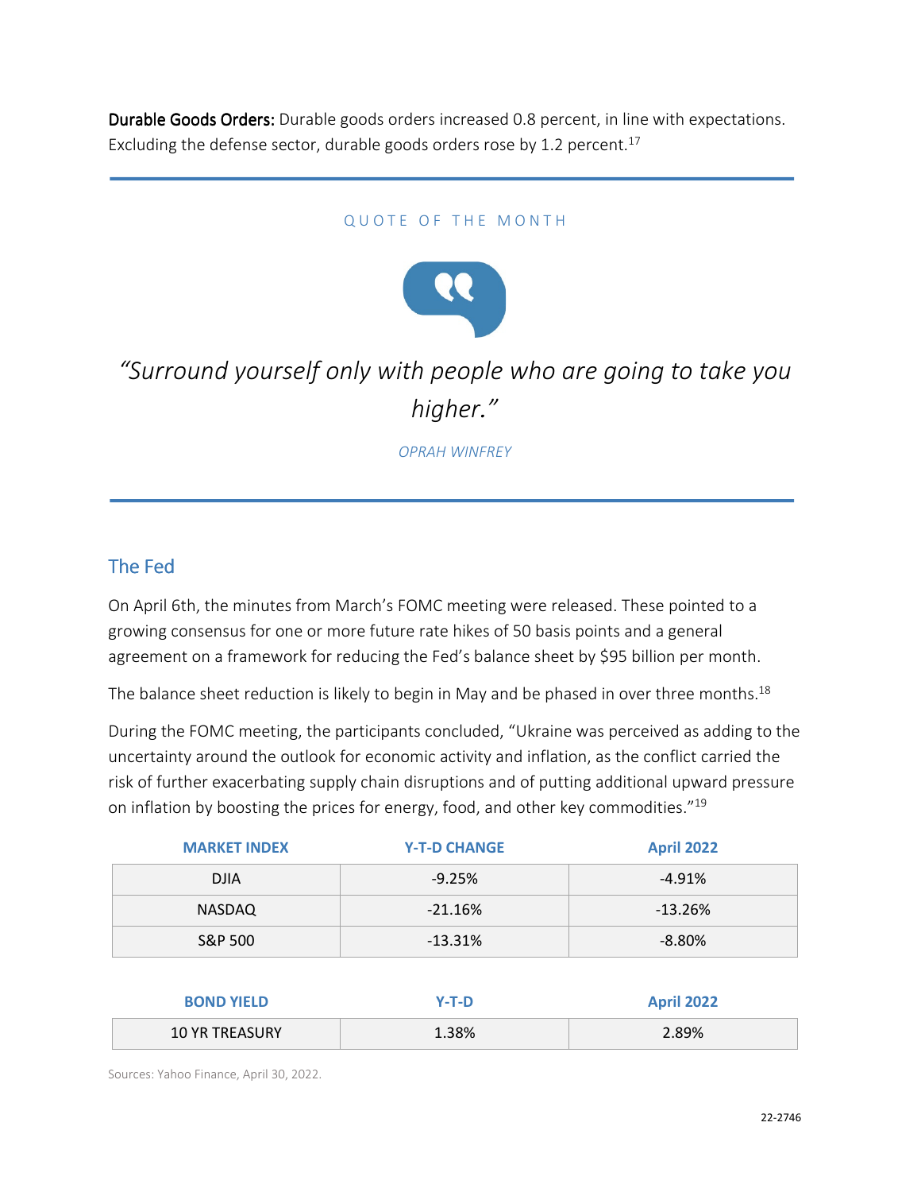**Durable Goods Orders:** Durable goods orders increased 0.8 percent, in line with expectations. Excluding the defense sector, durable goods orders rose by 1.2 percent.[17]

---

QUOTE OF THE MONTH

*"Surround yourself only with people who are going to take you higher."*

*OPRAH WINFREY*

---

## The Fed

On April 6th, the minutes from March's FOMC meeting were released. These pointed to a growing consensus for one or more future rate hikes of 50 basis points and a general agreement on a framework for reducing the Fed's balance sheet by $95 billion per month.

The balance sheet reduction is likely to begin in May and be phased in over three months.[18]

During the FOMC meeting, the participants concluded, "Ukraine was perceived as adding to the uncertainty around the outlook for economic activity and inflation, as the conflict carried the risk of further exacerbating supply chain disruptions and of putting additional upward pressure on inflation by boosting the prices for energy, food, and other key commodities."[19]

| MARKET INDEX | Y-T-D CHANGE | April 2022 |
|---|---|---|
| DJIA | -9.25% | -4.91% |
| NASDAQ | -21.16% | -13.26% |
| S&P 500 | -13.31% | -8.80% |

| BOND YIELD | Y-T-D | April 2022 |
|---|---|---|
| 10 YR TREASURY | 1.38% | 2.89% |

Sources: Yahoo Finance, April 30, 2022.

22-2746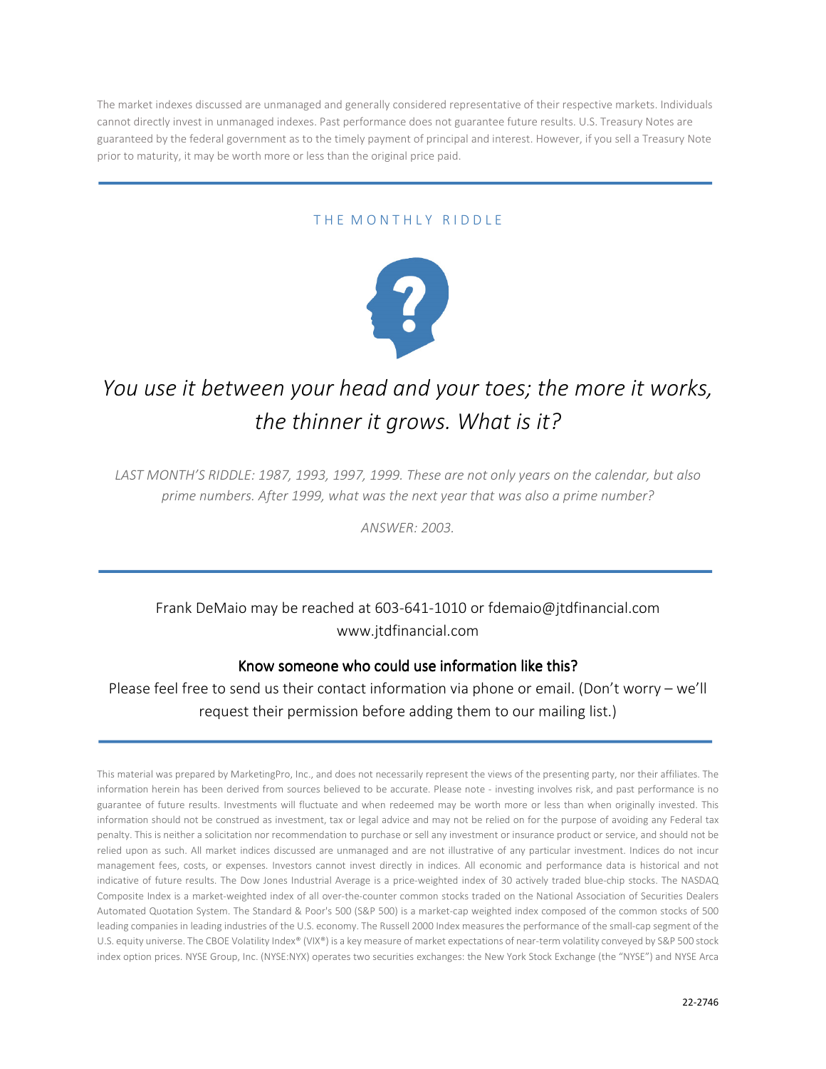The market indexes discussed are unmanaged and generally considered representative of their respective markets. Individuals cannot directly invest in unmanaged indexes. Past performance does not guarantee future results. U.S. Treasury Notes are guaranteed by the federal government as to the timely payment of principal and interest. However, if you sell a Treasury Note prior to maturity, it may be worth more or less than the original price paid.

---

## THE MONTHLY RIDDLE

*You use it between your head and your toes; the more it works, the thinner it grows. What is it?*

*LAST MONTH'S RIDDLE: 1987, 1993, 1997, 1999. These are not only years on the calendar, but also prime numbers. After 1999, what was the next year that was also a prime number?*

*ANSWER: 2003.*

---

Frank DeMaio may be reached at 603-641-1010 or fdemaio@jtdfinancial.com
www.jtdfinancial.com

**Know someone who could use information like this?**

Please feel free to send us their contact information via phone or email. (Don't worry – we'll request their permission before adding them to our mailing list.)

---

This material was prepared by MarketingPro, Inc., and does not necessarily represent the views of the presenting party, nor their affiliates. The information herein has been derived from sources believed to be accurate. Please note - investing involves risk, and past performance is no guarantee of future results. Investments will fluctuate and when redeemed may be worth more or less than when originally invested. This information should not be construed as investment, tax or legal advice and may not be relied on for the purpose of avoiding any Federal tax penalty. This is neither a solicitation nor recommendation to purchase or sell any investment or insurance product or service, and should not be relied upon as such. All market indices discussed are unmanaged and are not illustrative of any particular investment. Indices do not incur management fees, costs, or expenses. Investors cannot invest directly in indices. All economic and performance data is historical and not indicative of future results. The Dow Jones Industrial Average is a price-weighted index of 30 actively traded blue-chip stocks. The NASDAQ Composite Index is a market-weighted index of all over-the-counter common stocks traded on the National Association of Securities Dealers Automated Quotation System. The Standard & Poor's 500 (S&P 500) is a market-cap weighted index composed of the common stocks of 500 leading companies in leading industries of the U.S. economy. The Russell 2000 Index measures the performance of the small-cap segment of the U.S. equity universe. The CBOE Volatility Index® (VIX®) is a key measure of market expectations of near-term volatility conveyed by S&P 500 stock index option prices. NYSE Group, Inc. (NYSE:NYX) operates two securities exchanges: the New York Stock Exchange (the "NYSE") and NYSE Arca

22-2746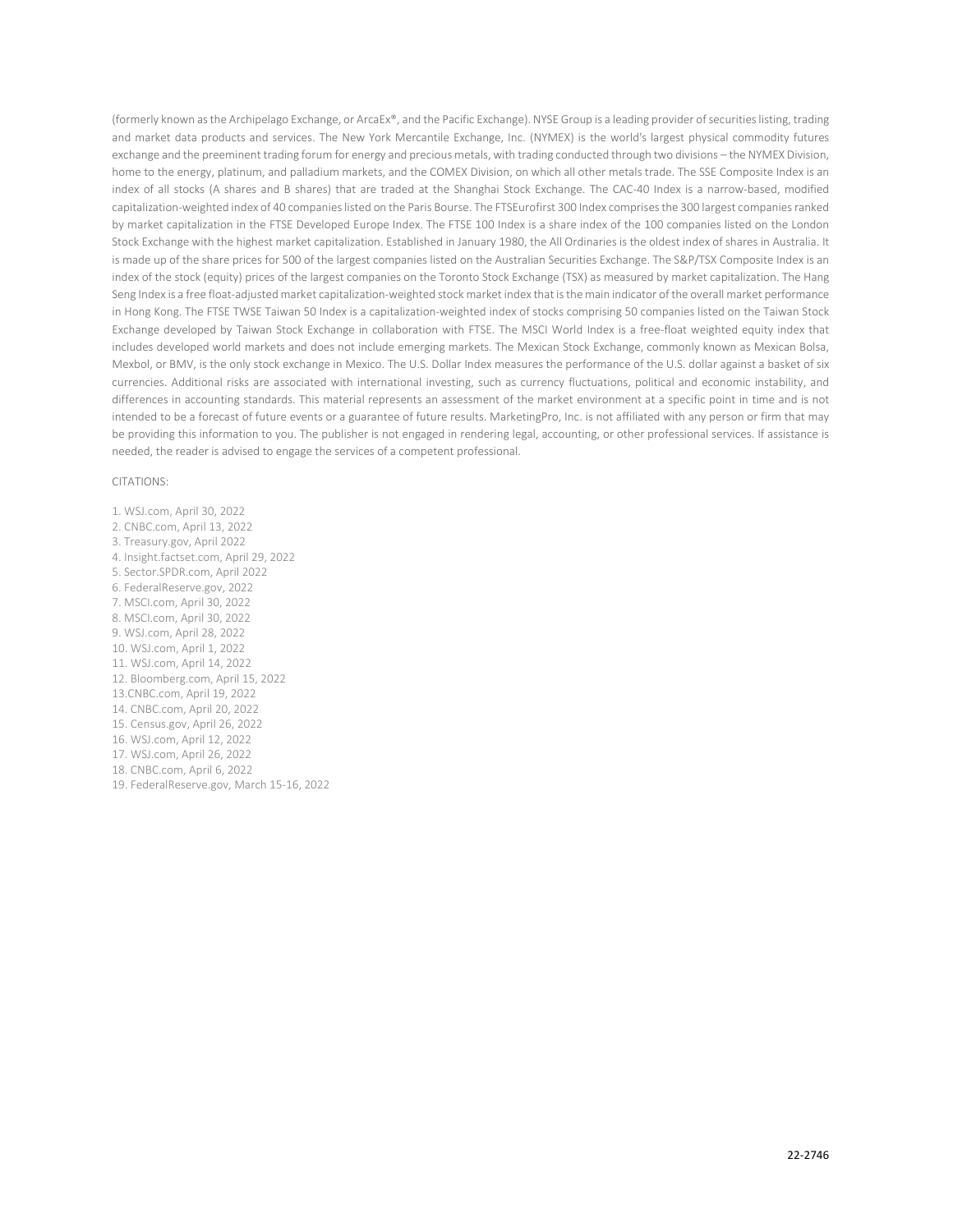(formerly known as the Archipelago Exchange, or ArcaEx®, and the Pacific Exchange). NYSE Group is a leading provider of securities listing, trading and market data products and services. The New York Mercantile Exchange, Inc. (NYMEX) is the world's largest physical commodity futures exchange and the preeminent trading forum for energy and precious metals, with trading conducted through two divisions – the NYMEX Division, home to the energy, platinum, and palladium markets, and the COMEX Division, on which all other metals trade. The SSE Composite Index is an index of all stocks (A shares and B shares) that are traded at the Shanghai Stock Exchange. The CAC-40 Index is a narrow-based, modified capitalization-weighted index of 40 companies listed on the Paris Bourse. The FTSEurofirst 300 Index comprises the 300 largest companies ranked by market capitalization in the FTSE Developed Europe Index. The FTSE 100 Index is a share index of the 100 companies listed on the London Stock Exchange with the highest market capitalization. Established in January 1980, the All Ordinaries is the oldest index of shares in Australia. It is made up of the share prices for 500 of the largest companies listed on the Australian Securities Exchange. The S&P/TSX Composite Index is an index of the stock (equity) prices of the largest companies on the Toronto Stock Exchange (TSX) as measured by market capitalization. The Hang Seng Index is a free float-adjusted market capitalization-weighted stock market index that is the main indicator of the overall market performance in Hong Kong. The FTSE TWSE Taiwan 50 Index is a capitalization-weighted index of stocks comprising 50 companies listed on the Taiwan Stock Exchange developed by Taiwan Stock Exchange in collaboration with FTSE. The MSCI World Index is a free-float weighted equity index that includes developed world markets and does not include emerging markets. The Mexican Stock Exchange, commonly known as Mexican Bolsa, Mexbol, or BMV, is the only stock exchange in Mexico. The U.S. Dollar Index measures the performance of the U.S. dollar against a basket of six currencies. Additional risks are associated with international investing, such as currency fluctuations, political and economic instability, and differences in accounting standards. This material represents an assessment of the market environment at a specific point in time and is not intended to be a forecast of future events or a guarantee of future results. MarketingPro, Inc. is not affiliated with any person or firm that may be providing this information to you. The publisher is not engaged in rendering legal, accounting, or other professional services. If assistance is needed, the reader is advised to engage the services of a competent professional.

CITATIONS:

1. WSJ.com, April 30, 2022
2. CNBC.com, April 13, 2022
3. Treasury.gov, April 2022
4. Insight.factset.com, April 29, 2022
5. Sector.SPDR.com, April 2022
6. FederalReserve.gov, 2022
7. MSCI.com, April 30, 2022
8. MSCI.com, April 30, 2022
9. WSJ.com, April 28, 2022
10. WSJ.com, April 1, 2022
11. WSJ.com, April 14, 2022
12. Bloomberg.com, April 15, 2022
13. CNBC.com, April 19, 2022
14. CNBC.com, April 20, 2022
15. Census.gov, April 26, 2022
16. WSJ.com, April 12, 2022
17. WSJ.com, April 26, 2022
18. CNBC.com, April 6, 2022
19. FederalReserve.gov, March 15-16, 2022

22-2746